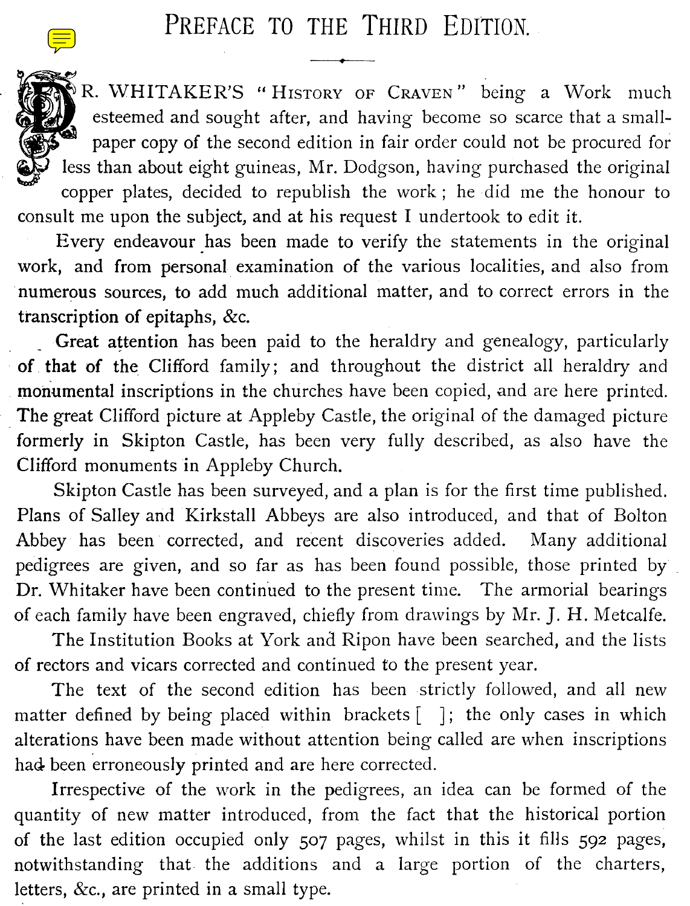# Preface to the Third Edition.

DR. WHITAKER'S "History of Craven" being a Work much esteemed and sought after, and having become so scarce that a small-paper copy of the second edition in fair order could not be procured for less than about eight guineas, Mr. Dodgson, having purchased the original copper plates, decided to republish the work; he did me the honour to consult me upon the subject, and at his request I undertook to edit it.

Every endeavour has been made to verify the statements in the original work, and from personal examination of the various localities, and also from numerous sources, to add much additional matter, and to correct errors in the transcription of epitaphs, &c.

Great attention has been paid to the heraldry and genealogy, particularly of that of the Clifford family; and throughout the district all heraldry and monumental inscriptions in the churches have been copied, and are here printed. The great Clifford picture at Appleby Castle, the original of the damaged picture formerly in Skipton Castle, has been very fully described, as also have the Clifford monuments in Appleby Church.

Skipton Castle has been surveyed, and a plan is for the first time published. Plans of Salley and Kirkstall Abbeys are also introduced, and that of Bolton Abbey has been corrected, and recent discoveries added. Many additional pedigrees are given, and so far as has been found possible, those printed by Dr. Whitaker have been continued to the present time. The armorial bearings of each family have been engraved, chiefly from drawings by Mr. J. H. Metcalfe.

The Institution Books at York and Ripon have been searched, and the lists of rectors and vicars corrected and continued to the present year.

The text of the second edition has been strictly followed, and all new matter defined by being placed within brackets [ ]; the only cases in which alterations have been made without attention being called are when inscriptions had been erroneously printed and are here corrected.

Irrespective of the work in the pedigrees, an idea can be formed of the quantity of new matter introduced, from the fact that the historical portion of the last edition occupied only 507 pages, whilst in this it fills 592 pages, notwithstanding that the additions and a large portion of the charters, letters, &c., are printed in a small type.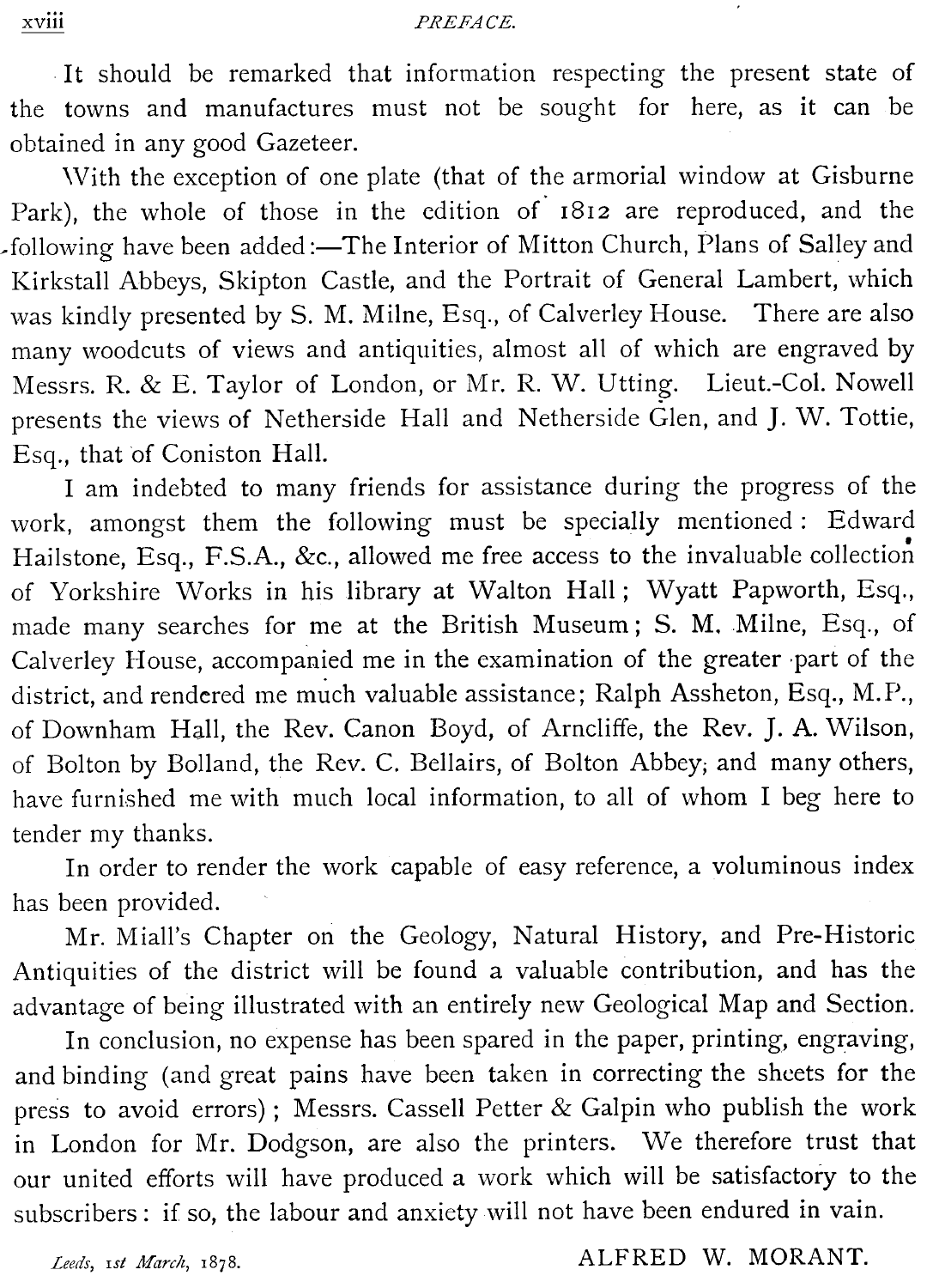It should be remarked that information respecting the present state of the towns and manufactures must not be sought for here, as it can be obtained in any good Gazeteer.

With the exception of one plate (that of the armorial window at Gisburne Park), the whole of those in the edition of 1812 are reproduced, and the following have been added:—The Interior of Mitton Church, Plans of Salley and Kirkstall Abbeys, Skipton Castle, and the Portrait of General Lambert, which was kindly presented by S. M. Milne, Esq., of Calverley House. There are also many woodcuts of views and antiquities, almost all of which are engraved by Messrs. R. & E. Taylor of London, or Mr. R. W. Utting. Lieut.-Col. Nowell presents the views of Netherside Hall and Netherside Glen, and J. W. Tottie, Esq., that of Coniston Hall.

I am indebted to many friends for assistance during the progress of the work, amongst them the following must be specially mentioned: Edward Hailstone, Esq., F.S.A., &c., allowed me free access to the invaluable collection of Yorkshire Works in his library at Walton Hall; Wyatt Papworth, Esq., made many searches for me at the British Museum; S. M. Milne, Esq., of Calverley House, accompanied me in the examination of the greater part of the district, and rendered me much valuable assistance; Ralph Assheton, Esq., M.P., of Downham Hall, the Rev. Canon Boyd, of Arncliffe, the Rev. J. A. Wilson, of Bolton by Bolland, the Rev. C. Bellairs, of Bolton Abbey; and many others, have furnished me with much local information, to all of whom I beg here to tender my thanks.

In order to render the work capable of easy reference, a voluminous index has been provided.

Mr. Miall's Chapter on the Geology, Natural History, and Pre-Historic Antiquities of the district will be found a valuable contribution, and has the advantage of being illustrated with an entirely new Geological Map and Section.

In conclusion, no expense has been spared in the paper, printing, engraving, and binding (and great pains have been taken in correcting the sheets for the press to avoid errors); Messrs. Cassell Petter & Galpin who publish the work in London for Mr. Dodgson, are also the printers. We therefore trust that our united efforts will have produced a work which will be satisfactory to the subscribers: if so, the labour and anxiety will not have been endured in vain.

*Leeds, 1st March, 1878.*

ALFRED W. MORANT.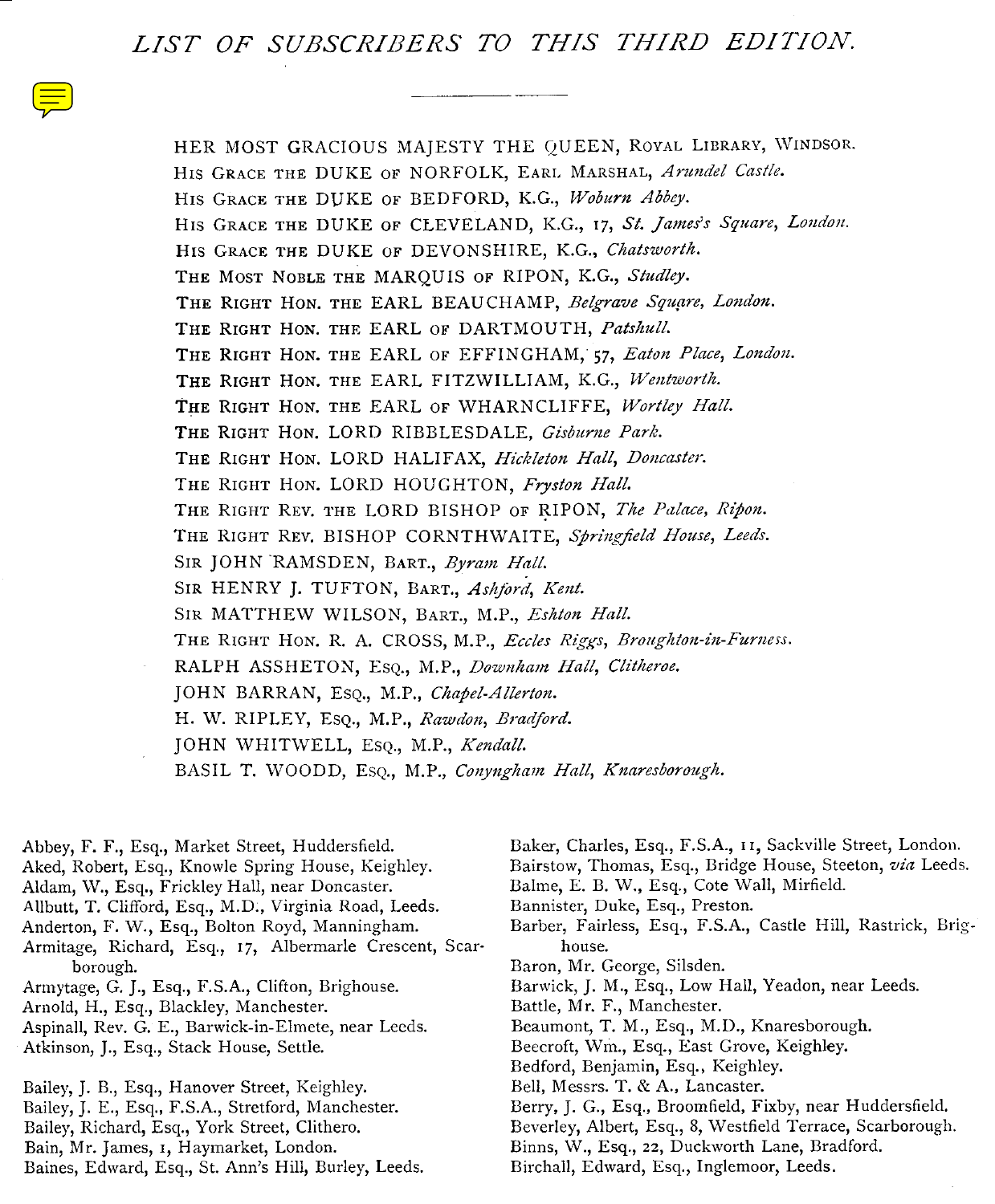# *LIST OF SUBSCRIBERS TO THIS THIRD EDITION.*

---

HER MOST GRACIOUS MAJESTY THE QUEEN, ROYAL LIBRARY, WINDSOR.
HIS GRACE THE DUKE OF NORFOLK, EARL MARSHAL, *Arundel Castle.*
HIS GRACE THE DUKE OF BEDFORD, K.G., *Woburn Abbey.*
HIS GRACE THE DUKE OF CLEVELAND, K.G., 17, *St. James's Square, London.*
HIS GRACE THE DUKE OF DEVONSHIRE, K.G., *Chatsworth.*
THE MOST NOBLE THE MARQUIS OF RIPON, K.G., *Studley.*
THE RIGHT HON. THE EARL BEAUCHAMP, *Belgrave Square, London.*
THE RIGHT HON. THE EARL OF DARTMOUTH, *Patshull.*
THE RIGHT HON. THE EARL OF EFFINGHAM, 57, *Eaton Place, London.*
THE RIGHT HON. THE EARL FITZWILLIAM, K.G., *Wentworth.*
THE RIGHT HON. THE EARL OF WHARNCLIFFE, *Wortley Hall.*
THE RIGHT HON. LORD RIBBLESDALE, *Gisburne Park.*
THE RIGHT HON. LORD HALIFAX, *Hickleton Hall, Doncaster.*
THE RIGHT HON. LORD HOUGHTON, *Fryston Hall.*
THE RIGHT REV. THE LORD BISHOP OF RIPON, *The Palace, Ripon.*
THE RIGHT REV. BISHOP CORNTHWAITE, *Springfield House, Leeds.*
SIR JOHN RAMSDEN, BART., *Byram Hall.*
SIR HENRY J. TUFTON, BART., *Ashford, Kent.*
SIR MATTHEW WILSON, BART., M.P., *Eshton Hall.*
THE RIGHT HON. R. A. CROSS, M.P., *Eccles Riggs, Broughton-in-Furness.*
RALPH ASSHETON, ESQ., M.P., *Downham Hall, Clitheroe.*
JOHN BARRAN, ESQ., M.P., *Chapel-Allerton.*
H. W. RIPLEY, ESQ., M.P., *Rawdon, Bradford.*
JOHN WHITWELL, ESQ., M.P., *Kendall.*
BASIL T. WOODD, ESQ., M.P., *Conyngham Hall, Knaresborough.*

Abbey, F. F., Esq., Market Street, Huddersfield.
Aked, Robert, Esq., Knowle Spring House, Keighley.
Aldam, W., Esq., Frickley Hall, near Doncaster.
Allbutt, T. Clifford, Esq., M.D., Virginia Road, Leeds.
Anderton, F. W., Esq., Bolton Royd, Manningham.
Armitage, Richard, Esq., 17, Albermarle Crescent, Scarborough.
Armytage, G. J., Esq., F.S.A., Clifton, Brighouse.
Arnold, H., Esq., Blackley, Manchester.
Aspinall, Rev. G. E., Barwick-in-Elmete, near Leeds.
Atkinson, J., Esq., Stack House, Settle.

Bailey, J. B., Esq., Hanover Street, Keighley.
Bailey, J. E., Esq., F.S.A., Stretford, Manchester.
Bailey, Richard, Esq., York Street, Clithero.
Bain, Mr. James, 1, Haymarket, London.
Baines, Edward, Esq., St. Ann's Hill, Burley, Leeds.
Baker, Charles, Esq., F.S.A., 11, Sackville Street, London.
Bairstow, Thomas, Esq., Bridge House, Steeton, *via* Leeds.
Balme, E. B. W., Esq., Cote Wall, Mirfield.
Bannister, Duke, Esq., Preston.
Barber, Fairless, Esq., F.S.A., Castle Hill, Rastrick, Brighouse.
Baron, Mr. George, Silsden.
Barwick, J. M., Esq., Low Hall, Yeadon, near Leeds.
Battle, Mr. F., Manchester.
Beaumont, T. M., Esq., M.D., Knaresborough.
Beecroft, Wm., Esq., East Grove, Keighley.
Bedford, Benjamin, Esq., Keighley.
Bell, Messrs. T. & A., Lancaster.
Berry, J. G., Esq., Broomfield, Fixby, near Huddersfield.
Beverley, Albert, Esq., 8, Westfield Terrace, Scarborough.
Binns, W., Esq., 22, Duckworth Lane, Bradford.
Birchall, Edward, Esq., Inglemoor, Leeds.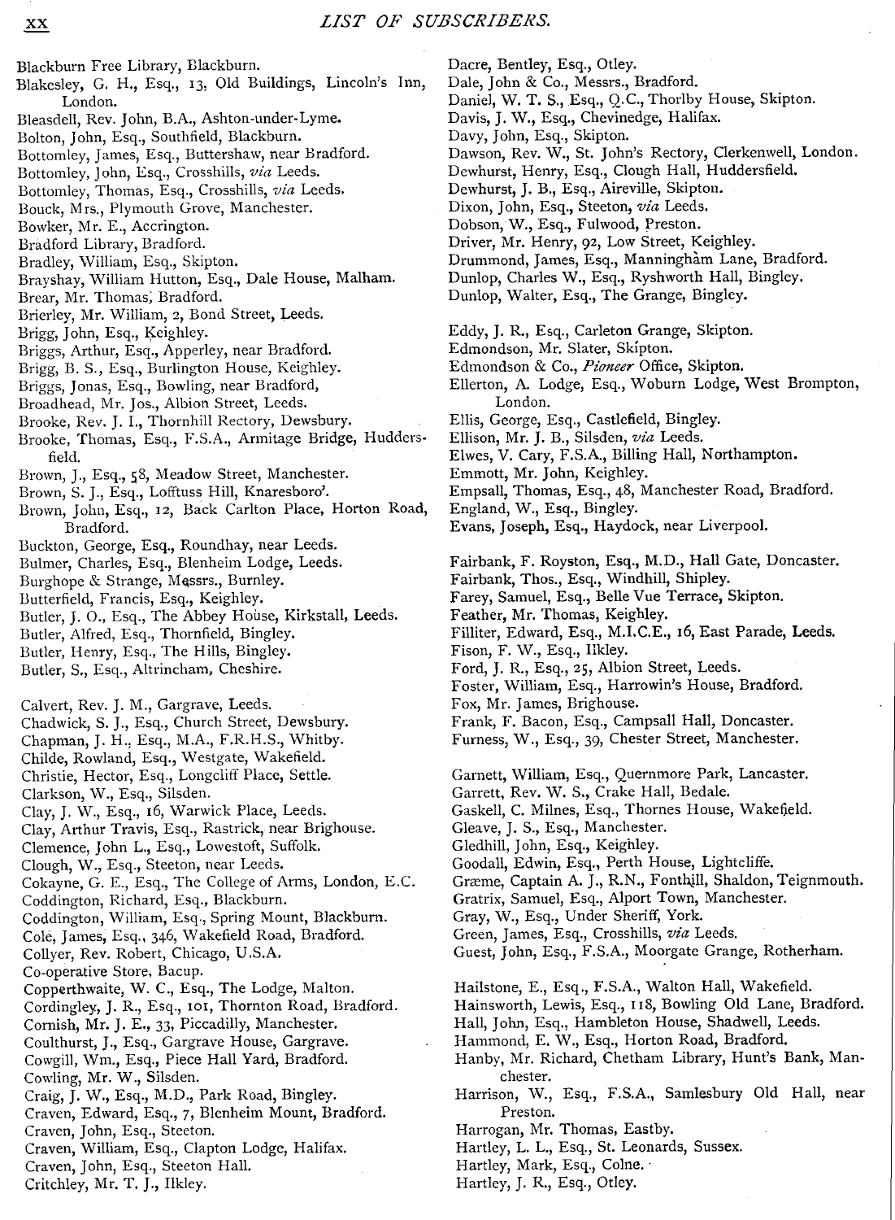Blackburn Free Library, Blackburn.
Blakesley, G. H., Esq., 13, Old Buildings, Lincoln's Inn, London.
Bleasdell, Rev. John, B.A., Ashton-under-Lyme.
Bolton, John, Esq., Southfield, Blackburn.
Bottomley, James, Esq., Buttershaw, near Bradford.
Bottomley, John, Esq., Crosshills, *via* Leeds.
Bottomley, Thomas, Esq., Crosshills, *via* Leeds.
Bouck, Mrs., Plymouth Grove, Manchester.
Bowker, Mr. E., Accrington.
Bradford Library, Bradford.
Bradley, William, Esq., Skipton.
Brayshay, William Hutton, Esq., Dale House, Malham.
Brear, Mr. Thomas, Bradford.
Brierley, Mr. William, 2, Bond Street, Leeds.
Brigg, John, Esq., Keighley.
Briggs, Arthur, Esq., Apperley, near Bradford.
Brigg, B. S., Esq., Burlington House, Keighley.
Briggs, Jonas, Esq., Bowling, near Bradford,
Broadhead, Mr. Jos., Albion Street, Leeds.
Brooke, Rev. J. I., Thornhill Rectory, Dewsbury.
Brooke, Thomas, Esq., F.S.A., Armitage Bridge, Huddersfield.
Brown, J., Esq., 58, Meadow Street, Manchester.
Brown, S. J., Esq., Lofftuss Hill, Knaresboro'.
Brown, John, Esq., 12, Back Carlton Place, Horton Road, Bradford.
Buckton, George, Esq., Roundhay, near Leeds.
Bulmer, Charles, Esq., Blenheim Lodge, Leeds.
Burghope & Strange, Messrs., Burnley.
Butterfield, Francis, Esq., Keighley.
Butler, J. O., Esq., The Abbey House, Kirkstall, Leeds.
Butler, Alfred, Esq., Thornfield, Bingley.
Butler, Henry, Esq., The Hills, Bingley.
Butler, S., Esq., Altrincham, Cheshire.

Calvert, Rev. J. M., Gargrave, Leeds.
Chadwick, S. J., Esq., Church Street, Dewsbury.
Chapman, J. H., Esq., M.A., F.R.H.S., Whitby.
Childe, Rowland, Esq., Westgate, Wakefield.
Christie, Hector, Esq., Longcliff Place, Settle.
Clarkson, W., Esq., Silsden.
Clay, J. W., Esq., 16, Warwick Place, Leeds.
Clay, Arthur Travis, Esq., Rastrick, near Brighouse.
Clemence, John L., Esq., Lowestoft, Suffolk.
Clough, W., Esq., Steeton, near Leeds.
Cokayne, G. E., Esq., The College of Arms, London, E.C.
Coddington, Richard, Esq., Blackburn.
Coddington, William, Esq., Spring Mount, Blackburn.
Cole, James, Esq., 346, Wakefield Road, Bradford.
Collyer, Rev. Robert, Chicago, U.S.A.
Co-operative Store, Bacup.
Copperthwaite, W. C., Esq., The Lodge, Malton.
Cordingley, J. R., Esq., 101, Thornton Road, Bradford.
Cornish, Mr. J. E., 33, Piccadilly, Manchester.
Coulthurst, J., Esq., Gargrave House, Gargrave.
Cowgill, Wm., Esq., Piece Hall Yard, Bradford.
Cowling, Mr. W., Silsden.
Craig, J. W., Esq., M.D., Park Road, Bingley.
Craven, Edward, Esq., 7, Blenheim Mount, Bradford.
Craven, John, Esq., Steeton.
Craven, William, Esq., Clapton Lodge, Halifax.
Craven, John, Esq., Steeton Hall.
Critchley, Mr. T. J., Ilkley.

Dacre, Bentley, Esq., Otley.
Dale, John & Co., Messrs., Bradford.
Daniel, W. T. S., Esq., Q.C., Thorlby House, Skipton.
Davis, J. W., Esq., Chevinedge, Halifax.
Davy, John, Esq., Skipton.
Dawson, Rev. W., St. John's Rectory, Clerkenwell, London.
Dewhurst, Henry, Esq., Clough Hall, Huddersfield.
Dewhurst, J. B., Esq., Aireville, Skipton.
Dixon, John, Esq., Steeton, *via* Leeds.
Dobson, W., Esq., Fulwood, Preston.
Driver, Mr. Henry, 92, Low Street, Keighley.
Drummond, James, Esq., Manningham Lane, Bradford.
Dunlop, Charles W., Esq., Ryshworth Hall, Bingley.
Dunlop, Walter, Esq., The Grange, Bingley.

Eddy, J. R., Esq., Carleton Grange, Skipton.
Edmondson, Mr. Slater, Skipton.
Edmondson & Co., *Pioneer* Office, Skipton.
Ellerton, A. Lodge, Esq., Woburn Lodge, West Brompton, London.
Ellis, George, Esq., Castlefield, Bingley.
Ellison, Mr. J. B., Silsden, *via* Leeds.
Elwes, V. Cary, F.S.A., Billing Hall, Northampton.
Emmott, Mr. John, Keighley.
Empsall, Thomas, Esq., 48, Manchester Road, Bradford.
England, W., Esq., Bingley.
Evans, Joseph, Esq., Haydock, near Liverpool.

Fairbank, F. Royston, Esq., M.D., Hall Gate, Doncaster.
Fairbank, Thos., Esq., Windhill, Shipley.
Farey, Samuel, Esq., Belle Vue Terrace, Skipton.
Feather, Mr. Thomas, Keighley.
Filliter, Edward, Esq., M.I.C.E., 16, East Parade, Leeds.
Fison, F. W., Esq., Ilkley.
Ford, J. R., Esq., 25, Albion Street, Leeds.
Foster, William, Esq., Harrowin's House, Bradford.
Fox, Mr. James, Brighouse.
Frank, F. Bacon, Esq., Campsall Hall, Doncaster.
Furness, W., Esq., 39, Chester Street, Manchester.

Garnett, William, Esq., Quernmore Park, Lancaster.
Garrett, Rev. W. S., Crake Hall, Bedale.
Gaskell, C. Milnes, Esq., Thornes House, Wakefield.
Gleave, J. S., Esq., Manchester.
Gledhill, John, Esq., Keighley.
Goodall, Edwin, Esq., Perth House, Lightcliffe.
Græme, Captain A. J., R.N., Fonthill, Shaldon, Teignmouth.
Gratrix, Samuel, Esq., Alport Town, Manchester.
Gray, W., Esq., Under Sheriff, York.
Green, James, Esq., Crosshills, *via* Leeds.
Guest, John, Esq., F.S.A., Moorgate Grange, Rotherham.

Hailstone, E., Esq., F.S.A., Walton Hall, Wakefield.
Hainsworth, Lewis, Esq., 118, Bowling Old Lane, Bradford.
Hall, John, Esq., Hambleton House, Shadwell, Leeds.
Hammond, E. W., Esq., Horton Road, Bradford.
Hanby, Mr. Richard, Chetham Library, Hunt's Bank, Manchester.
Harrison, W., Esq., F.S.A., Samlesbury Old Hall, near Preston.
Harrogan, Mr. Thomas, Eastby.
Hartley, L. L., Esq., St. Leonards, Sussex.
Hartley, Mark, Esq., Colne.
Hartley, J. R., Esq., Otley.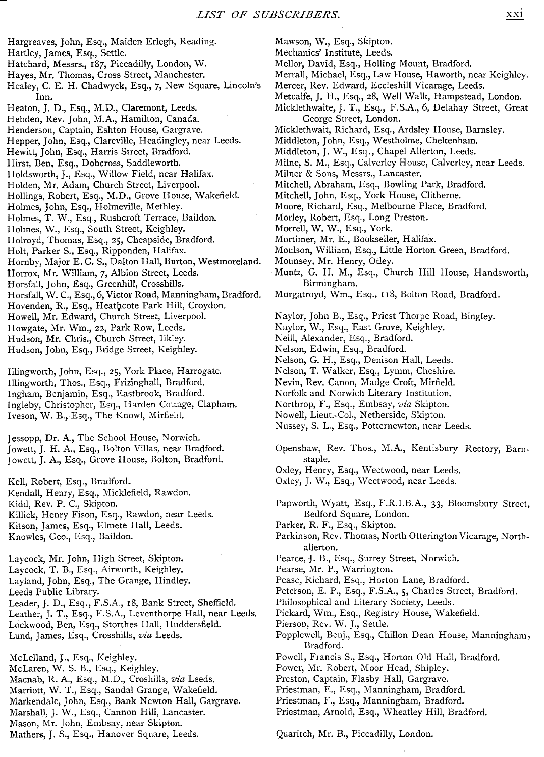Hargreaves, John, Esq., Maiden Erlegh, Reading.
Hartley, James, Esq., Settle.
Hatchard, Messrs., 187, Piccadilly, London, W.
Hayes, Mr. Thomas, Cross Street, Manchester.
Healey, C. E. H. Chadwyck, Esq., 7, New Square, Lincoln's Inn.
Heaton, J. D., Esq., M.D., Claremont, Leeds.
Hebden, Rev. John, M.A., Hamilton, Canada.
Henderson, Captain, Eshton House, Gargrave.
Hepper, John, Esq., Clareville, Headingley, near Leeds.
Hewitt, John, Esq., Harris Street, Bradford.
Hirst, Ben, Esq., Dobcross, Saddleworth.
Holdsworth, J., Esq., Willow Field, near Halifax.
Holden, Mr. Adam, Church Street, Liverpool.
Hollings, Robert, Esq., M.D., Grove House, Wakefield.
Holmes, John, Esq., Holmeville, Methley.
Holmes, T. W., Esq., Rushcroft Terrace, Baildon.
Holmes, W., Esq., South Street, Keighley.
Holroyd, Thomas, Esq., 25, Cheapside, Bradford.
Holt, Parker S., Esq., Ripponden, Halifax.
Hornby, Major E. G. S., Dalton Hall, Burton, Westmoreland.
Horrox, Mr. William, 7, Albion Street, Leeds.
Horsfall, John, Esq., Greenhill, Crosshills.
Horsfall, W. C., Esq., 6, Victor Road, Manningham, Bradford.
Hovenden, R., Esq., Heathcote Park Hill, Croydon.
Howell, Mr. Edward, Church Street, Liverpool.
Howgate, Mr. Wm., 22, Park Row, Leeds.
Hudson, Mr. Chris., Church Street, Ilkley.
Hudson, John, Esq., Bridge Street, Keighley.

Illingworth, John, Esq., 25, York Place, Harrogate.
Illingworth, Thos., Esq., Frizinghall, Bradford.
Ingham, Benjamin, Esq., Eastbrook, Bradford.
Ingleby, Christopher, Esq., Harden Cottage, Clapham.
Iveson, W. B., Esq., The Knowl, Mirfield.

Jessopp, Dr. A., The School House, Norwich.
Jowett, J. H. A., Esq., Bolton Villas, near Bradford.
Jowett, J. A., Esq., Grove House, Bolton, Bradford.

Kell, Robert, Esq., Bradford.
Kendall, Henry, Esq., Micklefield, Rawdon.
Kidd, Rev. P. C., Skipton.
Killick, Henry Fison, Esq., Rawdon, near Leeds.
Kitson, James, Esq., Elmete Hall, Leeds.
Knowles, Geo., Esq., Baildon.

Laycock, Mr. John, High Street, Skipton.
Laycock, T. B., Esq., Airworth, Keighley.
Layland, John, Esq., The Grange, Hindley.
Leeds Public Library.
Leader, J. D., Esq., F.S.A., 18, Bank Street, Sheffield.
Leather, J. T., Esq., F.S.A., Leventhorpe Hall, near Leeds.
Lockwood, Ben, Esq., Storthes Hall, Huddersfield.
Lund, James, Esq., Crosshills, *via* Leeds.

McLelland, J., Esq., Keighley.
McLaren, W. S. B., Esq., Keighley.
Macnab, R. A., Esq., M.D., Croshills, *via* Leeds.
Marriott, W. T., Esq., Sandal Grange, Wakefield.
Markendale, John, Esq., Bank Newton Hall, Gargrave.
Marshall, J. W., Esq., Cannon Hill, Lancaster.
Mason, Mr. John, Embsay, near Skipton.
Mathers, J. S., Esq., Hanover Square, Leeds.
Mawson, W., Esq., Skipton.
Mechanics' Institute, Leeds.
Mellor, David, Esq., Holling Mount, Bradford.
Merrall, Michael, Esq., Law House, Haworth, near Keighley.
Mercer, Rev. Edward, Eccleshill Vicarage, Leeds.
Metcalfe, J. H., Esq., 28, Well Walk, Hampstead, London.
Micklethwaite, J. T., Esq., F.S.A., 6, Delahay Street, Great George Street, London.
Micklethwait, Richard, Esq., Ardsley House, Barnsley.
Middleton, John, Esq., Westholme, Cheltenham.
Middleton, J. W., Esq., Chapel Allerton, Leeds.
Milne, S. M., Esq., Calverley House, Calverley, near Leeds.
Milner & Sons, Messrs., Lancaster.
Mitchell, Abraham, Esq., Bowling Park, Bradford.
Mitchell, John, Esq., York House, Clitheroe.
Moore, Richard, Esq., Melbourne Place, Bradford.
Morley, Robert, Esq., Long Preston.
Morrell, W. W., Esq., York.
Mortimer, Mr. E., Bookseller, Halifax.
Moulson, William, Esq., Little Horton Green, Bradford.
Mounsey, Mr. Henry, Otley.
Muntz, G. H. M., Esq., Church Hill House, Handsworth, Birmingham.
Murgatroyd, Wm., Esq., 118, Bolton Road, Bradford.

Naylor, John B., Esq., Priest Thorpe Road, Bingley.
Naylor, W., Esq., East Grove, Keighley.
Neill, Alexander, Esq., Bradford.
Nelson, Edwin, Esq., Bradford.
Nelson, G. H., Esq., Denison Hall, Leeds.
Nelson, T. Walker, Esq., Lymm, Cheshire.
Nevin, Rev. Canon, Madge Croft, Mirfield.
Norfolk and Norwich Literary Institution.
Northrop, F., Esq., Embsay, *via* Skipton.
Nowell, Lieut.-Col., Netherside, Skipton.
Nussey, S. L., Esq., Potternewton, near Leeds.

Openshaw, Rev. Thos., M.A., Kentisbury Rectory, Barnstaple.
Oxley, Henry, Esq., Weetwood, near Leeds.
Oxley, J. W., Esq., Weetwood, near Leeds.

Papworth, Wyatt, Esq., F.R.I.B.A., 33, Bloomsbury Street, Bedford Square, London.
Parker, R. F., Esq., Skipton.
Parkinson, Rev. Thomas, North Otterington Vicarage, Northallerton.
Pearce, J. B., Esq., Surrey Street, Norwich.
Pearse, Mr. P., Warrington.
Pease, Richard, Esq., Horton Lane, Bradford.
Peterson, E. P., Esq., F.S.A., 5, Charles Street, Bradford.
Philosophical and Literary Society, Leeds.
Pickard, Wm., Esq., Registry House, Wakefield.
Pierson, Rev. W. J., Settle.
Popplewell, Benj., Esq., Chillon Dean House, Manningham, Bradford.
Powell, Francis S., Esq., Horton Old Hall, Bradford.
Power, Mr. Robert, Moor Head, Shipley.
Preston, Captain, Flasby Hall, Gargrave.
Priestman, E., Esq., Manningham, Bradford.
Priestman, F., Esq., Manningham, Bradford.
Priestman, Arnold, Esq., Wheatley Hill, Bradford.

Quaritch, Mr. B., Piccadilly, London.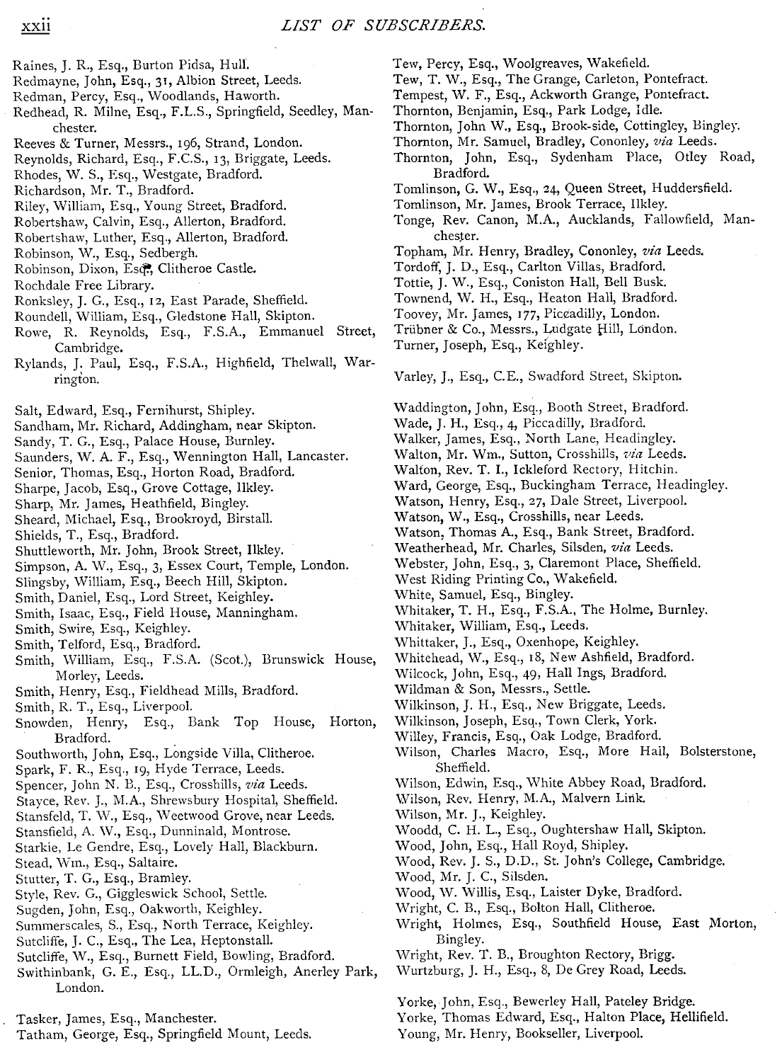Raines, J. R., Esq., Burton Pidsa, Hull.
Redmayne, John, Esq., 31, Albion Street, Leeds.
Redman, Percy, Esq., Woodlands, Haworth.
Redhead, R. Milne, Esq., F.L.S., Springfield, Seedley, Manchester.
Reeves & Turner, Messrs., 196, Strand, London.
Reynolds, Richard, Esq., F.C.S., 13, Briggate, Leeds.
Rhodes, W. S., Esq., Westgate, Bradford.
Richardson, Mr. T., Bradford.
Riley, William, Esq., Young Street, Bradford.
Robertshaw, Calvin, Esq., Allerton, Bradford.
Robertshaw, Luther, Esq., Allerton, Bradford.
Robinson, W., Esq., Sedbergh.
Robinson, Dixon, Esq., Clitheroe Castle.
Rochdale Free Library.
Ronksley, J. G., Esq., 12, East Parade, Sheffield.
Roundell, William, Esq., Gledstone Hall, Skipton.
Rowe, R. Reynolds, Esq., F.S.A., Emmanuel Street, Cambridge.
Rylands, J. Paul, Esq., F.S.A., Highfield, Thelwall, Warrington.

Salt, Edward, Esq., Fernihurst, Shipley.
Sandham, Mr. Richard, Addingham, near Skipton.
Sandy, T. G., Esq., Palace House, Burnley.
Saunders, W. A. F., Esq., Wennington Hall, Lancaster.
Senior, Thomas, Esq., Horton Road, Bradford.
Sharpe, Jacob, Esq., Grove Cottage, Ilkley.
Sharp, Mr. James, Heathfield, Bingley.
Sheard, Michael, Esq., Brookroyd, Birstall.
Shields, T., Esq., Bradford.
Shuttleworth, Mr. John, Brook Street, Ilkley.
Simpson, A. W., Esq., 3, Essex Court, Temple, London.
Slingsby, William, Esq., Beech Hill, Skipton.
Smith, Daniel, Esq., Lord Street, Keighley.
Smith, Isaac, Esq., Field House, Manningham.
Smith, Swire, Esq., Keighley.
Smith, Telford, Esq., Bradford.
Smith, William, Esq., F.S.A. (Scot.), Brunswick House, Morley, Leeds.
Smith, Henry, Esq., Fieldhead Mills, Bradford.
Smith, R. T., Esq., Liverpool.
Snowden, Henry, Esq., Bank Top House, Horton, Bradford.
Southworth, John, Esq., Longside Villa, Clitheroe.
Spark, F. R., Esq., 19, Hyde Terrace, Leeds.
Spencer, John N. B., Esq., Crosshills, *via* Leeds.
Stayce, Rev. J., M.A., Shrewsbury Hospital, Sheffield.
Stansfeld, T. W., Esq., Weetwood Grove, near Leeds.
Stansfield, A. W., Esq., Dunninald, Montrose.
Starkie, Le Gendre, Esq., Lovely Hall, Blackburn.
Stead, Wm., Esq., Saltaire.
Stutter, T. G., Esq., Bramley.
Style, Rev. G., Giggleswick School, Settle.
Sugden, John, Esq., Oakworth, Keighley.
Summerscales, S., Esq., North Terrace, Keighley.
Sutcliffe, J. C., Esq., The Lea, Heptonstall.
Sutcliffe, W., Esq., Burnett Field, Bowling, Bradford.
Swithinbank, G. E., Esq., LL.D., Ormleigh, Anerley Park, London.

Tasker, James, Esq., Manchester.
Tatham, George, Esq., Springfield Mount, Leeds.
Tew, Percy, Esq., Woolgreaves, Wakefield.
Tew, T. W., Esq., The Grange, Carleton, Pontefract.
Tempest, W. F., Esq., Ackworth Grange, Pontefract.
Thornton, Benjamin, Esq., Park Lodge, Idle.
Thornton, John W., Esq., Brook-side, Cottingley, Bingley.
Thornton, Mr. Samuel, Bradley, Cononley, *via* Leeds.
Thornton, John, Esq., Sydenham Place, Otley Road, Bradford.
Tomlinson, G. W., Esq., 24, Queen Street, Huddersfield.
Tomlinson, Mr. James, Brook Terrace, Ilkley.
Tonge, Rev. Canon, M.A., Aucklands, Fallowfield, Manchester.
Topham, Mr. Henry, Bradley, Cononley, *via* Leeds.
Tordoff, J. D., Esq., Carlton Villas, Bradford.
Tottie, J. W., Esq., Coniston Hall, Bell Busk.
Townend, W. H., Esq., Heaton Hall, Bradford.
Toovey, Mr. James, 177, Piccadilly, London.
Trübner & Co., Messrs., Ludgate Hill, London.
Turner, Joseph, Esq., Keighley.

Varley, J., Esq., C.E., Swadford Street, Skipton.

Waddington, John, Esq., Booth Street, Bradford.
Wade, J. H., Esq., 4, Piccadilly, Bradford.
Walker, James, Esq., North Lane, Headingley.
Walton, Mr. Wm., Sutton, Crosshills, *via* Leeds.
Walton, Rev. T. I., Ickleford Rectory, Hitchin.
Ward, George, Esq., Buckingham Terrace, Headingley.
Watson, Henry, Esq., 27, Dale Street, Liverpool.
Watson, W., Esq., Crosshills, near Leeds.
Watson, Thomas A., Esq., Bank Street, Bradford.
Weatherhead, Mr. Charles, Silsden, *via* Leeds.
Webster, John, Esq., 3, Claremont Place, Sheffield.
West Riding Printing Co., Wakefield.
White, Samuel, Esq., Bingley.
Whitaker, T. H., Esq., F.S.A., The Holme, Burnley.
Whitaker, William, Esq., Leeds.
Whittaker, J., Esq., Oxenhope, Keighley.
Whitehead, W., Esq., 18, New Ashfield, Bradford.
Wilcock, John, Esq., 49, Hall Ings, Bradford.
Wildman & Son, Messrs., Settle.
Wilkinson, J. H., Esq., New Briggate, Leeds.
Wilkinson, Joseph, Esq., Town Clerk, York.
Willey, Francis, Esq., Oak Lodge, Bradford.
Wilson, Charles Macro, Esq., More Hall, Bolsterstone, Sheffield.
Wilson, Edwin, Esq., White Abbey Road, Bradford.
Wilson, Rev. Henry, M.A., Malvern Link.
Wilson, Mr. J., Keighley.
Woodd, C. H. L., Esq., Oughtershaw Hall, Skipton.
Wood, John, Esq., Hall Royd, Shipley.
Wood, Rev. J. S., D.D., St. John's College, Cambridge.
Wood, Mr. J. C., Silsden.
Wood, W. Willis, Esq., Laister Dyke, Bradford.
Wright, C. B., Esq., Bolton Hall, Clitheroe.
Wright, Holmes, Esq., Southfield House, East Morton, Bingley.
Wright, Rev. T. B., Broughton Rectory, Brigg.
Wurtzburg, J. H., Esq., 8, De Grey Road, Leeds.

Yorke, John, Esq., Bewerley Hall, Pateley Bridge.
Yorke, Thomas Edward, Esq., Halton Place, Hellifield.
Young, Mr. Henry, Bookseller, Liverpool.